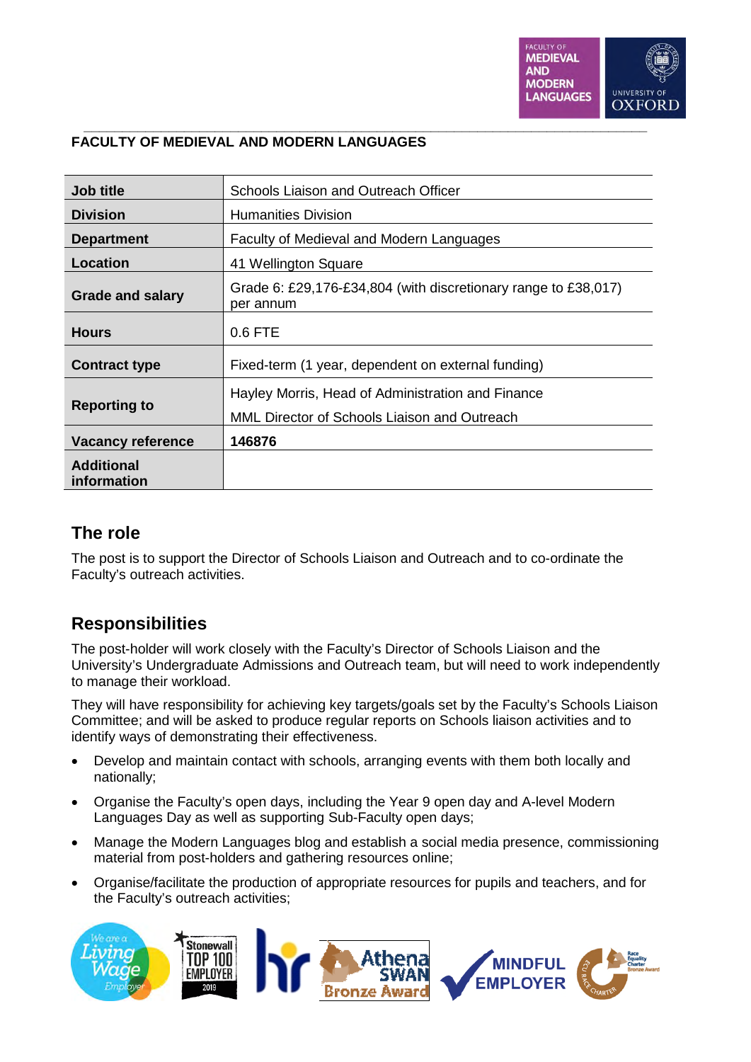# FACULTY OF MEDIEVAL AND MODERN LANGUAGES

| | |
|---|---|
| **Job title** | Schools Liaison and Outreach Officer |
| **Division** | Humanities Division |
| **Department** | Faculty of Medieval and Modern Languages |
| **Location** | 41 Wellington Square |
| **Grade and salary** | Grade 6: £29,176-£34,804 (with discretionary range to £38,017) per annum |
| **Hours** | 0.6 FTE |
| **Contract type** | Fixed-term (1 year, dependent on external funding) |
| **Reporting to** | Hayley Morris, Head of Administration and Finance<br>MML Director of Schools Liaison and Outreach |
| **Vacancy reference** | **146876** |
| **Additional information** | |

## The role

The post is to support the Director of Schools Liaison and Outreach and to co-ordinate the Faculty's outreach activities.

## Responsibilities

The post-holder will work closely with the Faculty's Director of Schools Liaison and the University's Undergraduate Admissions and Outreach team, but will need to work independently to manage their workload.

They will have responsibility for achieving key targets/goals set by the Faculty's Schools Liaison Committee; and will be asked to produce regular reports on Schools liaison activities and to identify ways of demonstrating their effectiveness.

- Develop and maintain contact with schools, arranging events with them both locally and nationally;
- Organise the Faculty's open days, including the Year 9 open day and A-level Modern Languages Day as well as supporting Sub-Faculty open days;
- Manage the Modern Languages blog and establish a social media presence, commissioning material from post-holders and gathering resources online;
- Organise/facilitate the production of appropriate resources for pupils and teachers, and for the Faculty's outreach activities;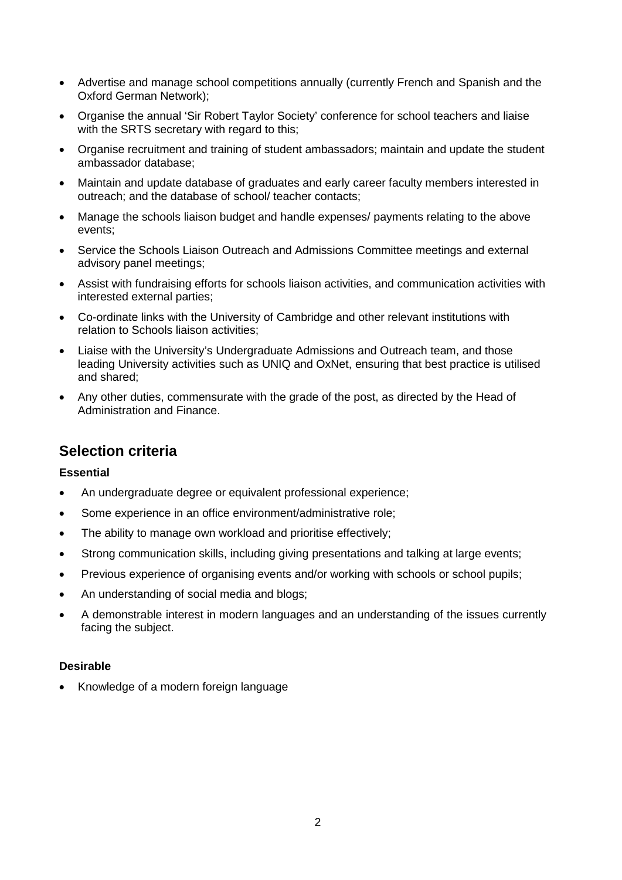- Advertise and manage school competitions annually (currently French and Spanish and the Oxford German Network);
- Organise the annual 'Sir Robert Taylor Society' conference for school teachers and liaise with the SRTS secretary with regard to this;
- Organise recruitment and training of student ambassadors; maintain and update the student ambassador database;
- Maintain and update database of graduates and early career faculty members interested in outreach; and the database of school/ teacher contacts;
- Manage the schools liaison budget and handle expenses/ payments relating to the above events;
- Service the Schools Liaison Outreach and Admissions Committee meetings and external advisory panel meetings;
- Assist with fundraising efforts for schools liaison activities, and communication activities with interested external parties;
- Co-ordinate links with the University of Cambridge and other relevant institutions with relation to Schools liaison activities;
- Liaise with the University's Undergraduate Admissions and Outreach team, and those leading University activities such as UNIQ and OxNet, ensuring that best practice is utilised and shared;
- Any other duties, commensurate with the grade of the post, as directed by the Head of Administration and Finance.

## Selection criteria

**Essential**

- An undergraduate degree or equivalent professional experience;
- Some experience in an office environment/administrative role;
- The ability to manage own workload and prioritise effectively;
- Strong communication skills, including giving presentations and talking at large events;
- Previous experience of organising events and/or working with schools or school pupils;
- An understanding of social media and blogs;
- A demonstrable interest in modern languages and an understanding of the issues currently facing the subject.

**Desirable**

- Knowledge of a modern foreign language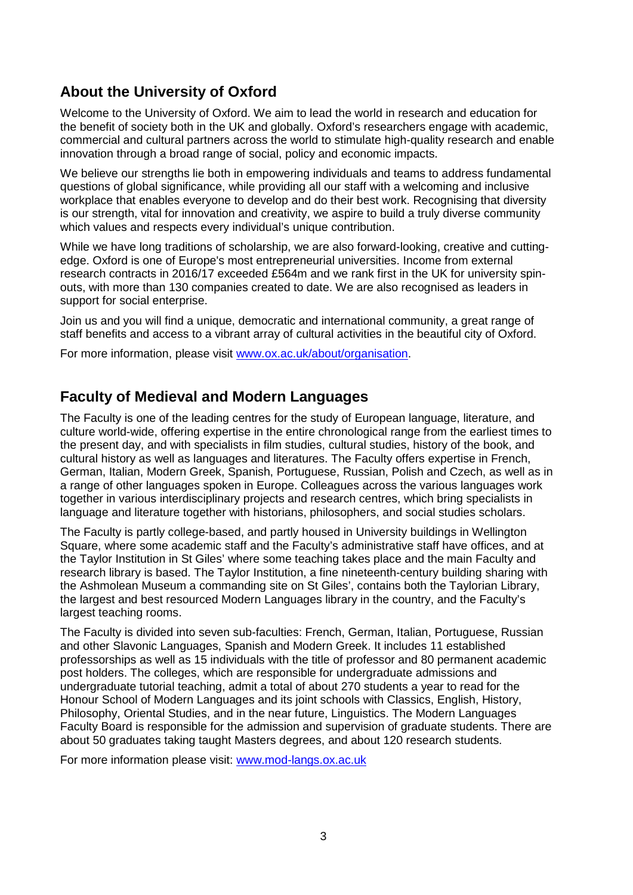## About the University of Oxford

Welcome to the University of Oxford. We aim to lead the world in research and education for the benefit of society both in the UK and globally. Oxford's researchers engage with academic, commercial and cultural partners across the world to stimulate high-quality research and enable innovation through a broad range of social, policy and economic impacts.

We believe our strengths lie both in empowering individuals and teams to address fundamental questions of global significance, while providing all our staff with a welcoming and inclusive workplace that enables everyone to develop and do their best work. Recognising that diversity is our strength, vital for innovation and creativity, we aspire to build a truly diverse community which values and respects every individual's unique contribution.

While we have long traditions of scholarship, we are also forward-looking, creative and cutting-edge. Oxford is one of Europe's most entrepreneurial universities. Income from external research contracts in 2016/17 exceeded £564m and we rank first in the UK for university spin-outs, with more than 130 companies created to date. We are also recognised as leaders in support for social enterprise.

Join us and you will find a unique, democratic and international community, a great range of staff benefits and access to a vibrant array of cultural activities in the beautiful city of Oxford.

For more information, please visit [www.ox.ac.uk/about/organisation](http://www.ox.ac.uk/about/organisation).

## Faculty of Medieval and Modern Languages

The Faculty is one of the leading centres for the study of European language, literature, and culture world-wide, offering expertise in the entire chronological range from the earliest times to the present day, and with specialists in film studies, cultural studies, history of the book, and cultural history as well as languages and literatures. The Faculty offers expertise in French, German, Italian, Modern Greek, Spanish, Portuguese, Russian, Polish and Czech, as well as in a range of other languages spoken in Europe. Colleagues across the various languages work together in various interdisciplinary projects and research centres, which bring specialists in language and literature together with historians, philosophers, and social studies scholars.

The Faculty is partly college-based, and partly housed in University buildings in Wellington Square, where some academic staff and the Faculty's administrative staff have offices, and at the Taylor Institution in St Giles' where some teaching takes place and the main Faculty and research library is based. The Taylor Institution, a fine nineteenth-century building sharing with the Ashmolean Museum a commanding site on St Giles', contains both the Taylorian Library, the largest and best resourced Modern Languages library in the country, and the Faculty's largest teaching rooms.

The Faculty is divided into seven sub-faculties: French, German, Italian, Portuguese, Russian and other Slavonic Languages, Spanish and Modern Greek. It includes 11 established professorships as well as 15 individuals with the title of professor and 80 permanent academic post holders. The colleges, which are responsible for undergraduate admissions and undergraduate tutorial teaching, admit a total of about 270 students a year to read for the Honour School of Modern Languages and its joint schools with Classics, English, History, Philosophy, Oriental Studies, and in the near future, Linguistics. The Modern Languages Faculty Board is responsible for the admission and supervision of graduate students. There are about 50 graduates taking taught Masters degrees, and about 120 research students.

For more information please visit: [www.mod-langs.ox.ac.uk](http://www.mod-langs.ox.ac.uk)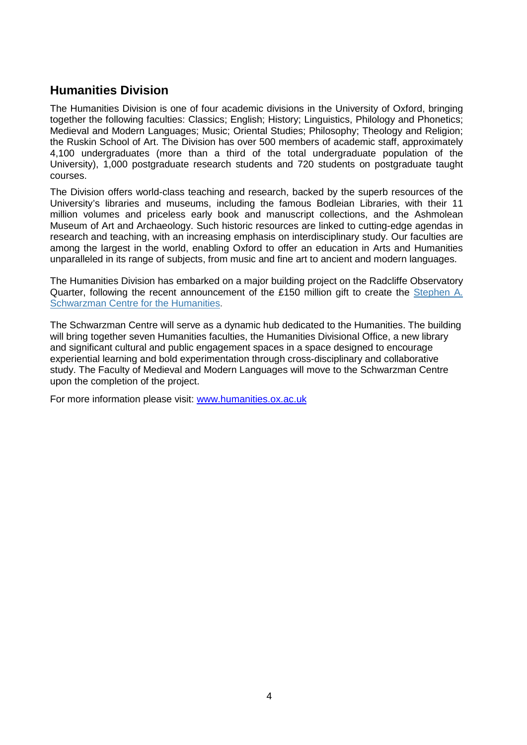## Humanities Division

The Humanities Division is one of four academic divisions in the University of Oxford, bringing together the following faculties: Classics; English; History; Linguistics, Philology and Phonetics; Medieval and Modern Languages; Music; Oriental Studies; Philosophy; Theology and Religion; the Ruskin School of Art. The Division has over 500 members of academic staff, approximately 4,100 undergraduates (more than a third of the total undergraduate population of the University), 1,000 postgraduate research students and 720 students on postgraduate taught courses.

The Division offers world-class teaching and research, backed by the superb resources of the University's libraries and museums, including the famous Bodleian Libraries, with their 11 million volumes and priceless early book and manuscript collections, and the Ashmolean Museum of Art and Archaeology. Such historic resources are linked to cutting-edge agendas in research and teaching, with an increasing emphasis on interdisciplinary study. Our faculties are among the largest in the world, enabling Oxford to offer an education in Arts and Humanities unparalleled in its range of subjects, from music and fine art to ancient and modern languages.

The Humanities Division has embarked on a major building project on the Radcliffe Observatory Quarter, following the recent announcement of the £150 million gift to create the Stephen A. Schwarzman Centre for the Humanities.

The Schwarzman Centre will serve as a dynamic hub dedicated to the Humanities. The building will bring together seven Humanities faculties, the Humanities Divisional Office, a new library and significant cultural and public engagement spaces in a space designed to encourage experiential learning and bold experimentation through cross-disciplinary and collaborative study. The Faculty of Medieval and Modern Languages will move to the Schwarzman Centre upon the completion of the project.

For more information please visit: www.humanities.ox.ac.uk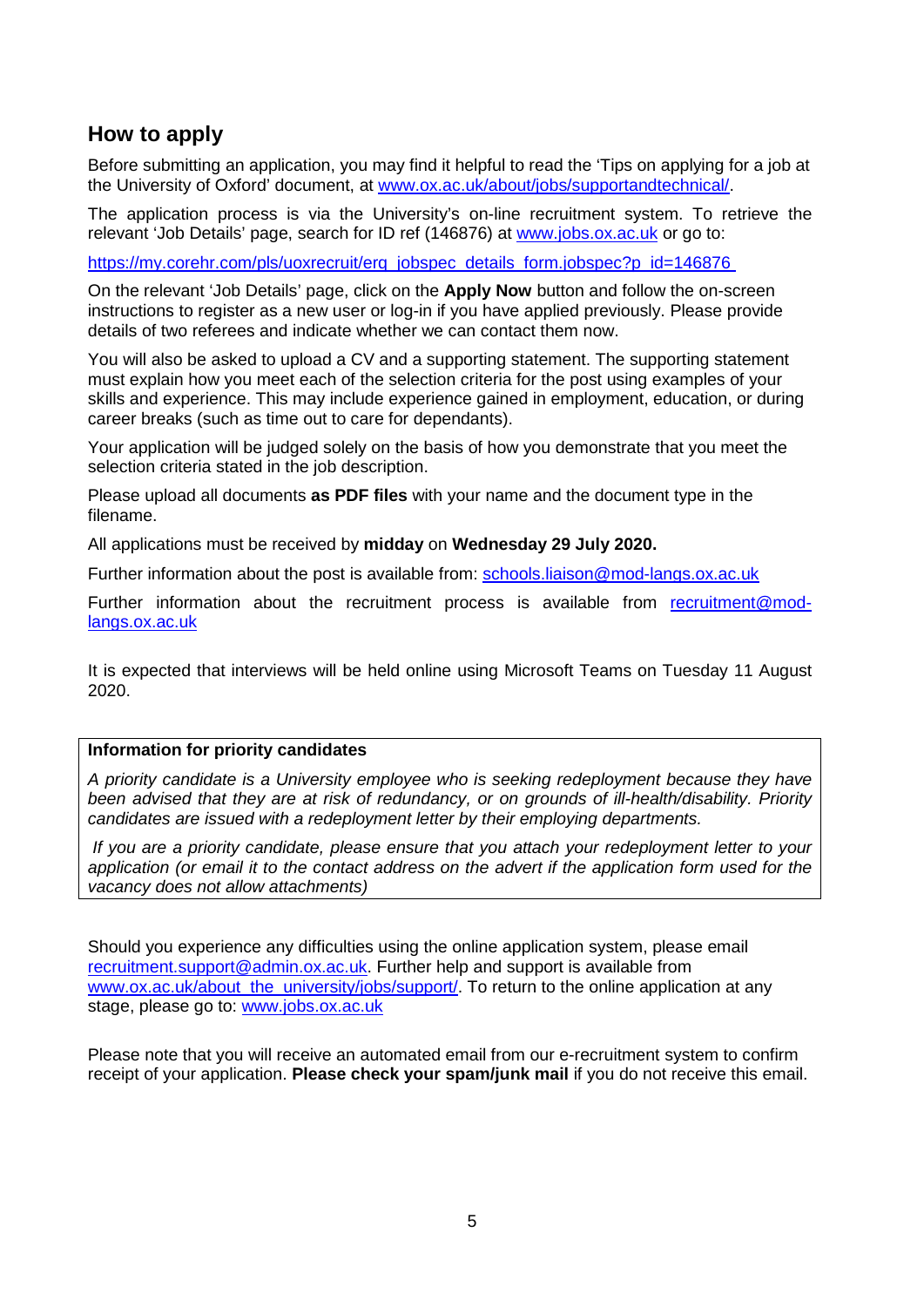## How to apply

Before submitting an application, you may find it helpful to read the 'Tips on applying for a job at the University of Oxford' document, at www.ox.ac.uk/about/jobs/supportandtechnical/.

The application process is via the University's on-line recruitment system. To retrieve the relevant 'Job Details' page, search for ID ref (146876) at www.jobs.ox.ac.uk or go to:

https://my.corehr.com/pls/uoxrecruit/erq_jobspec_details_form.jobspec?p_id=146876

On the relevant 'Job Details' page, click on the **Apply Now** button and follow the on-screen instructions to register as a new user or log-in if you have applied previously. Please provide details of two referees and indicate whether we can contact them now.

You will also be asked to upload a CV and a supporting statement. The supporting statement must explain how you meet each of the selection criteria for the post using examples of your skills and experience. This may include experience gained in employment, education, or during career breaks (such as time out to care for dependants).

Your application will be judged solely on the basis of how you demonstrate that you meet the selection criteria stated in the job description.

Please upload all documents **as PDF files** with your name and the document type in the filename.

All applications must be received by **midday** on **Wednesday 29 July 2020.**

Further information about the post is available from: schools.liaison@mod-langs.ox.ac.uk

Further information about the recruitment process is available from recruitment@mod-langs.ox.ac.uk

It is expected that interviews will be held online using Microsoft Teams on Tuesday 11 August 2020.

**Information for priority candidates**

*A priority candidate is a University employee who is seeking redeployment because they have been advised that they are at risk of redundancy, or on grounds of ill-health/disability. Priority candidates are issued with a redeployment letter by their employing departments.*

*If you are a priority candidate, please ensure that you attach your redeployment letter to your application (or email it to the contact address on the advert if the application form used for the vacancy does not allow attachments)*

Should you experience any difficulties using the online application system, please email recruitment.support@admin.ox.ac.uk. Further help and support is available from www.ox.ac.uk/about_the_university/jobs/support/. To return to the online application at any stage, please go to: www.jobs.ox.ac.uk

Please note that you will receive an automated email from our e-recruitment system to confirm receipt of your application. **Please check your spam/junk mail** if you do not receive this email.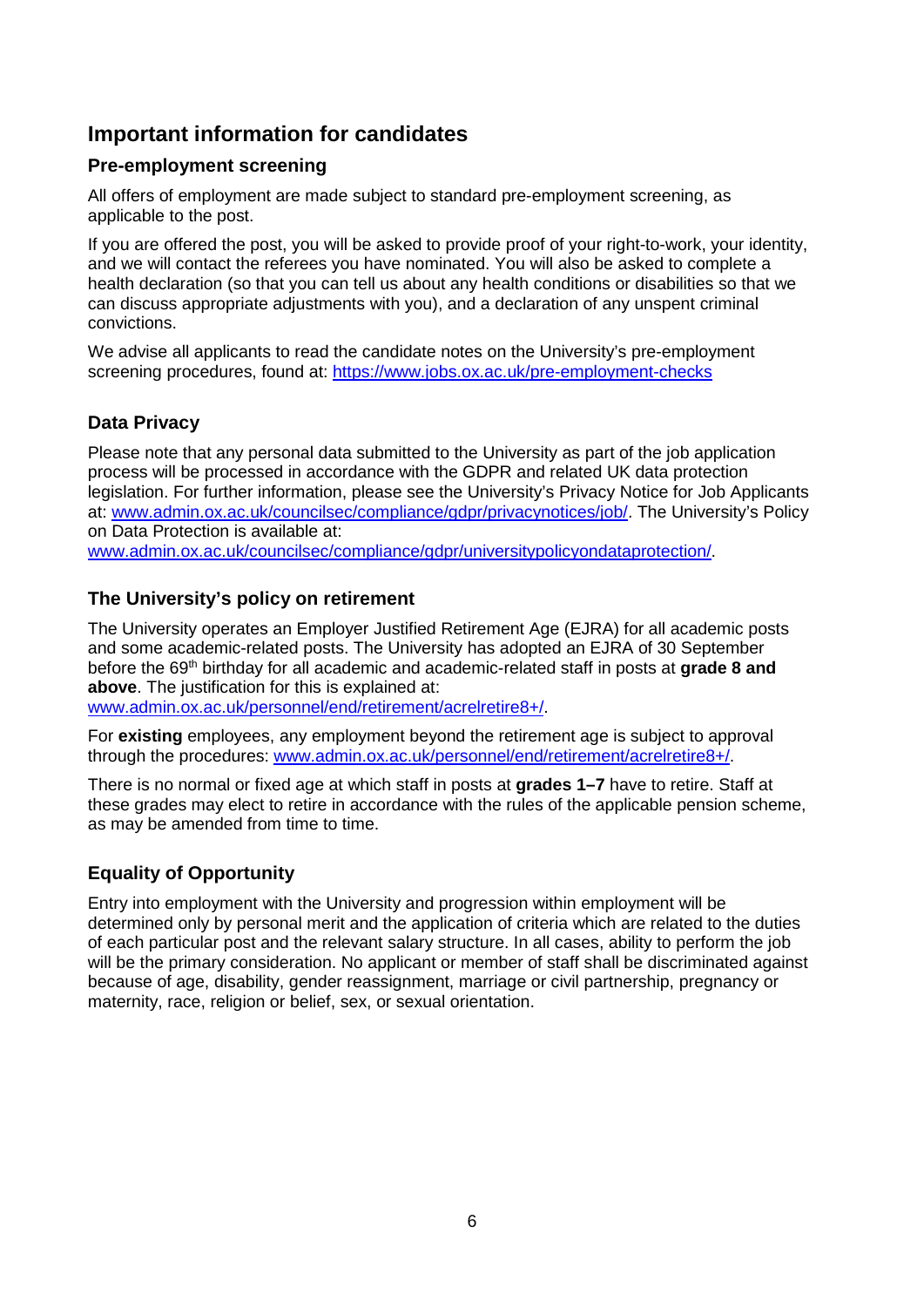## Important information for candidates

### Pre-employment screening

All offers of employment are made subject to standard pre-employment screening, as applicable to the post.

If you are offered the post, you will be asked to provide proof of your right-to-work, your identity, and we will contact the referees you have nominated. You will also be asked to complete a health declaration (so that you can tell us about any health conditions or disabilities so that we can discuss appropriate adjustments with you), and a declaration of any unspent criminal convictions.

We advise all applicants to read the candidate notes on the University's pre-employment screening procedures, found at: https://www.jobs.ox.ac.uk/pre-employment-checks

### Data Privacy

Please note that any personal data submitted to the University as part of the job application process will be processed in accordance with the GDPR and related UK data protection legislation. For further information, please see the University's Privacy Notice for Job Applicants at: www.admin.ox.ac.uk/councilsec/compliance/gdpr/privacynotices/job/. The University's Policy on Data Protection is available at: www.admin.ox.ac.uk/councilsec/compliance/gdpr/universitypolicyondataprotection/.

### The University's policy on retirement

The University operates an Employer Justified Retirement Age (EJRA) for all academic posts and some academic-related posts. The University has adopted an EJRA of 30 September before the 69th birthday for all academic and academic-related staff in posts at **grade 8 and above**. The justification for this is explained at: www.admin.ox.ac.uk/personnel/end/retirement/acrelretire8+/.

For **existing** employees, any employment beyond the retirement age is subject to approval through the procedures: www.admin.ox.ac.uk/personnel/end/retirement/acrelretire8+/.

There is no normal or fixed age at which staff in posts at **grades 1–7** have to retire. Staff at these grades may elect to retire in accordance with the rules of the applicable pension scheme, as may be amended from time to time.

### Equality of Opportunity

Entry into employment with the University and progression within employment will be determined only by personal merit and the application of criteria which are related to the duties of each particular post and the relevant salary structure. In all cases, ability to perform the job will be the primary consideration. No applicant or member of staff shall be discriminated against because of age, disability, gender reassignment, marriage or civil partnership, pregnancy or maternity, race, religion or belief, sex, or sexual orientation.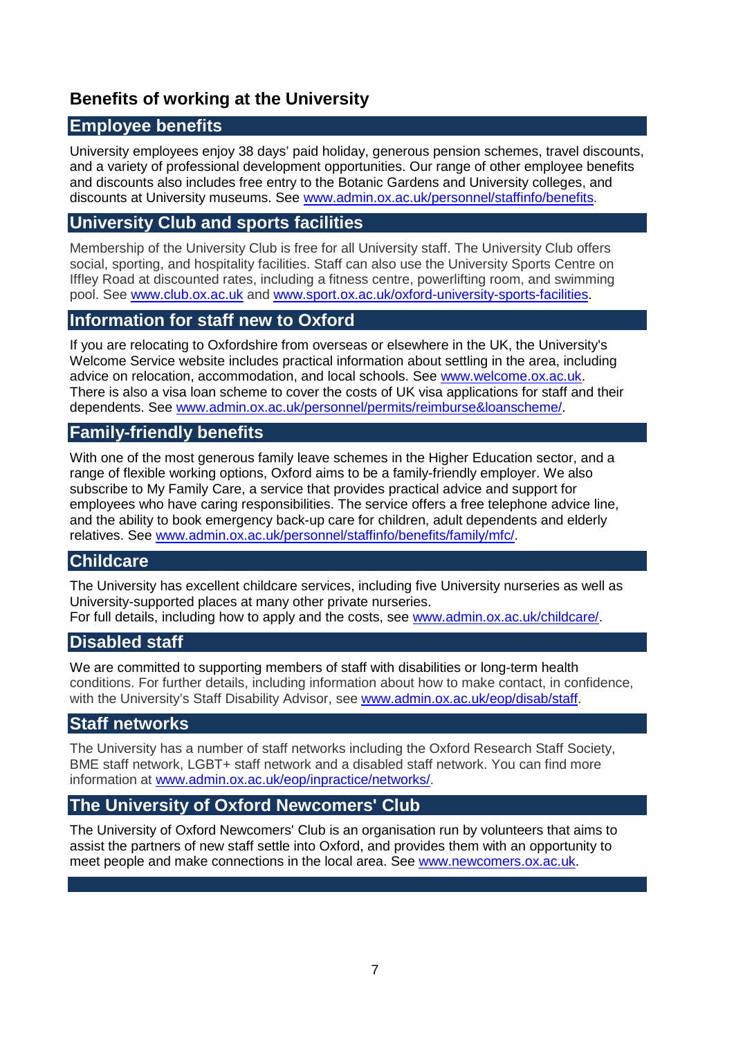# Benefits of working at the University

## Employee benefits

University employees enjoy 38 days' paid holiday, generous pension schemes, travel discounts, and a variety of professional development opportunities. Our range of other employee benefits and discounts also includes free entry to the Botanic Gardens and University colleges, and discounts at University museums. See www.admin.ox.ac.uk/personnel/staffinfo/benefits.

## University Club and sports facilities

Membership of the University Club is free for all University staff. The University Club offers social, sporting, and hospitality facilities. Staff can also use the University Sports Centre on Iffley Road at discounted rates, including a fitness centre, powerlifting room, and swimming pool. See www.club.ox.ac.uk and www.sport.ox.ac.uk/oxford-university-sports-facilities.

## Information for staff new to Oxford

If you are relocating to Oxfordshire from overseas or elsewhere in the UK, the University's Welcome Service website includes practical information about settling in the area, including advice on relocation, accommodation, and local schools. See www.welcome.ox.ac.uk.
There is also a visa loan scheme to cover the costs of UK visa applications for staff and their dependents. See www.admin.ox.ac.uk/personnel/permits/reimburse&loanscheme/.

## Family-friendly benefits

With one of the most generous family leave schemes in the Higher Education sector, and a range of flexible working options, Oxford aims to be a family-friendly employer. We also subscribe to My Family Care, a service that provides practical advice and support for employees who have caring responsibilities. The service offers a free telephone advice line, and the ability to book emergency back-up care for children, adult dependents and elderly relatives. See www.admin.ox.ac.uk/personnel/staffinfo/benefits/family/mfc/.

## Childcare

The University has excellent childcare services, including five University nurseries as well as University-supported places at many other private nurseries.
For full details, including how to apply and the costs, see www.admin.ox.ac.uk/childcare/.

## Disabled staff

We are committed to supporting members of staff with disabilities or long-term health conditions. For further details, including information about how to make contact, in confidence, with the University's Staff Disability Advisor, see www.admin.ox.ac.uk/eop/disab/staff.

## Staff networks

The University has a number of staff networks including the Oxford Research Staff Society, BME staff network, LGBT+ staff network and a disabled staff network. You can find more information at www.admin.ox.ac.uk/eop/inpractice/networks/.

## The University of Oxford Newcomers' Club

The University of Oxford Newcomers' Club is an organisation run by volunteers that aims to assist the partners of new staff settle into Oxford, and provides them with an opportunity to meet people and make connections in the local area. See www.newcomers.ox.ac.uk.